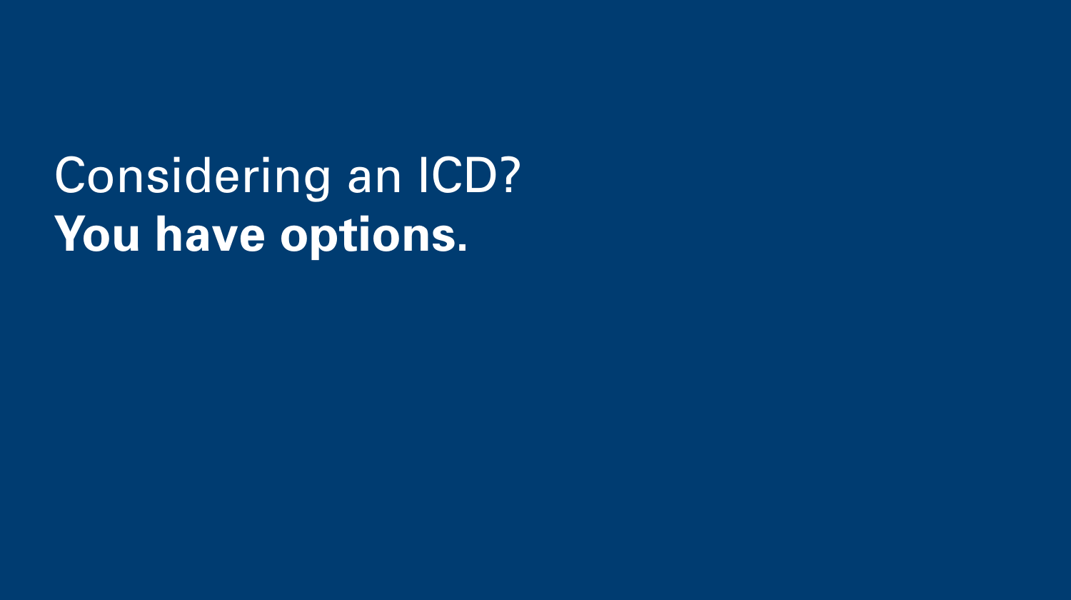# Considering an ICD?
# **You have options.**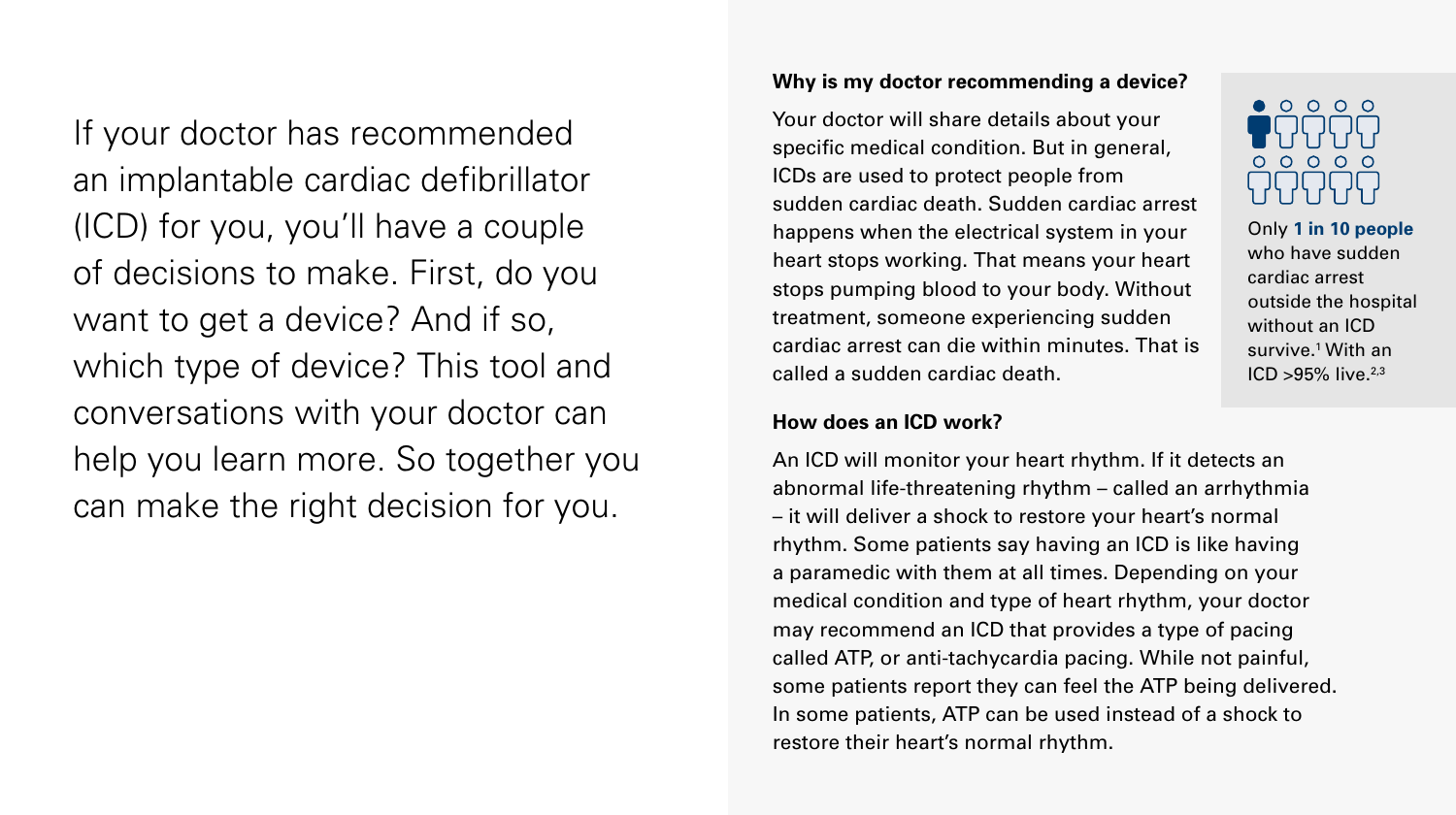If your doctor has recommended an implantable cardiac defibrillator (ICD) for you, you'll have a couple of decisions to make. First, do you want to get a device? And if so, which type of device? This tool and conversations with your doctor can help you learn more. So together you can make the right decision for you.

### Why is my doctor recommending a device?

Your doctor will share details about your specific medical condition. But in general, ICDs are used to protect people from sudden cardiac death. Sudden cardiac arrest happens when the electrical system in your heart stops working. That means your heart stops pumping blood to your body. Without treatment, someone experiencing sudden cardiac arrest can die within minutes. That is called a sudden cardiac death.

Only **1 in 10 people** who have sudden cardiac arrest outside the hospital without an ICD survive.[1] With an ICD >95% live.[2,3]

### How does an ICD work?

An ICD will monitor your heart rhythm. If it detects an abnormal life-threatening rhythm – called an arrhythmia – it will deliver a shock to restore your heart's normal rhythm. Some patients say having an ICD is like having a paramedic with them at all times. Depending on your medical condition and type of heart rhythm, your doctor may recommend an ICD that provides a type of pacing called ATP, or anti-tachycardia pacing. While not painful, some patients report they can feel the ATP being delivered. In some patients, ATP can be used instead of a shock to restore their heart's normal rhythm.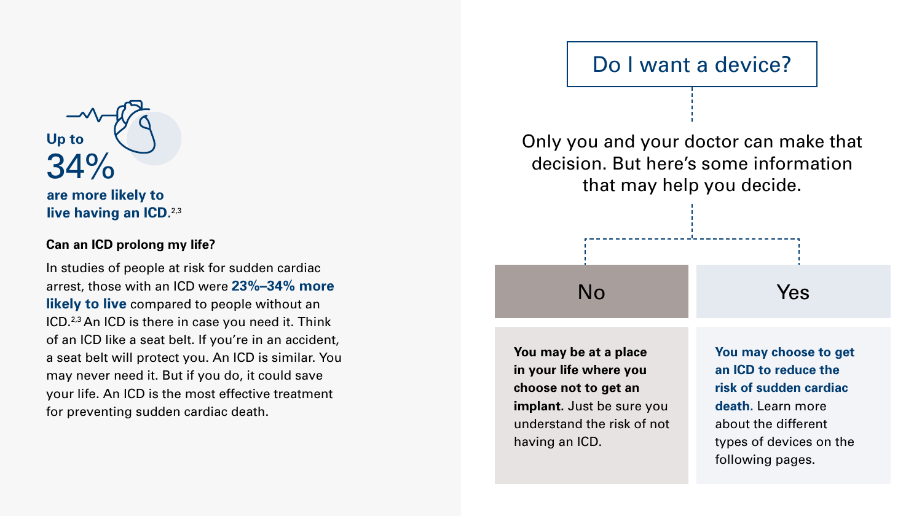**Up to**

**34%**

**are more likely to live having an ICD.**[2,3]

### Can an ICD prolong my life?

In studies of people at risk for sudden cardiac arrest, those with an ICD were **23%–34% more likely to live** compared to people without an ICD.[2,3] An ICD is there in case you need it. Think of an ICD like a seat belt. If you're in an accident, a seat belt will protect you. An ICD is similar. You may never need it. But if you do, it could save your life. An ICD is the most effective treatment for preventing sudden cardiac death.

## Do I want a device?

Only you and your doctor can make that decision. But here's some information that may help you decide.

### No

**You may be at a place in your life where you choose not to get an implant.** Just be sure you understand the risk of not having an ICD.

### Yes

**You may choose to get an ICD to reduce the risk of sudden cardiac death.** Learn more about the different types of devices on the following pages.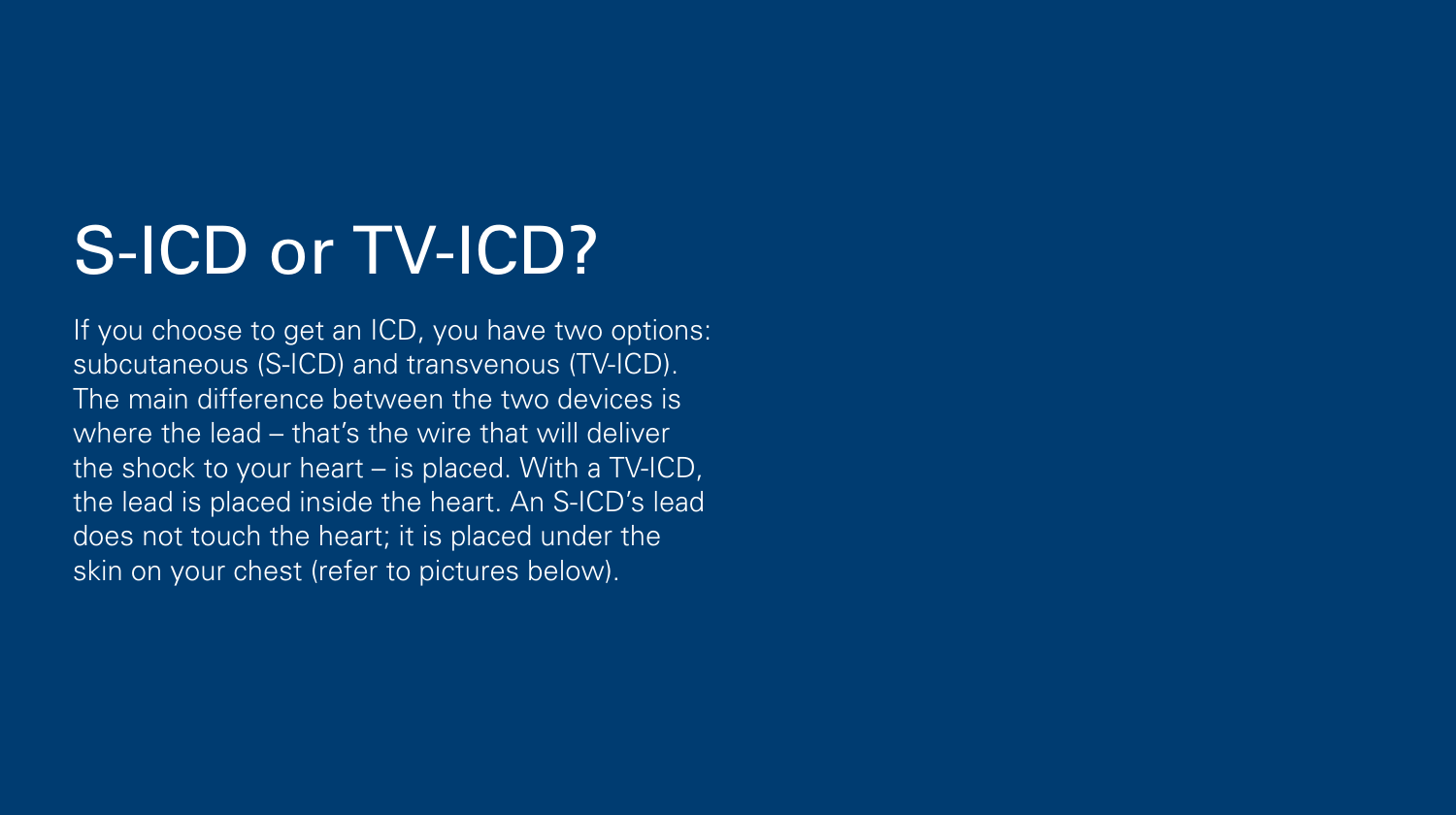# S-ICD or TV-ICD?

If you choose to get an ICD, you have two options: subcutaneous (S-ICD) and transvenous (TV-ICD). The main difference between the two devices is where the lead – that's the wire that will deliver the shock to your heart – is placed. With a TV-ICD, the lead is placed inside the heart. An S-ICD's lead does not touch the heart; it is placed under the skin on your chest (refer to pictures below).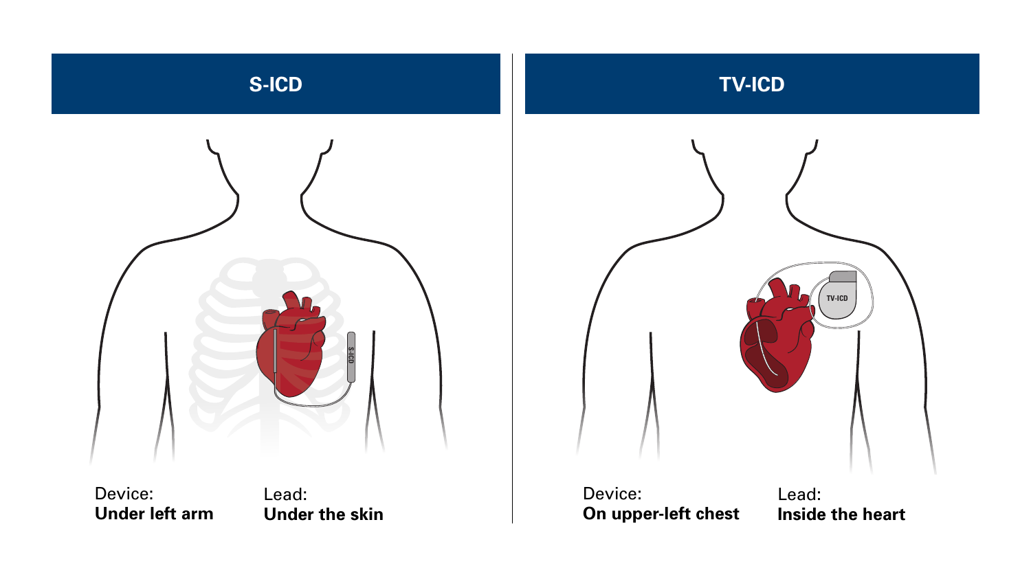## S-ICD

Device:
**Under left arm**

Lead:
**Under the skin**

## TV-ICD

Device:
**On upper-left chest**

Lead:
**Inside the heart**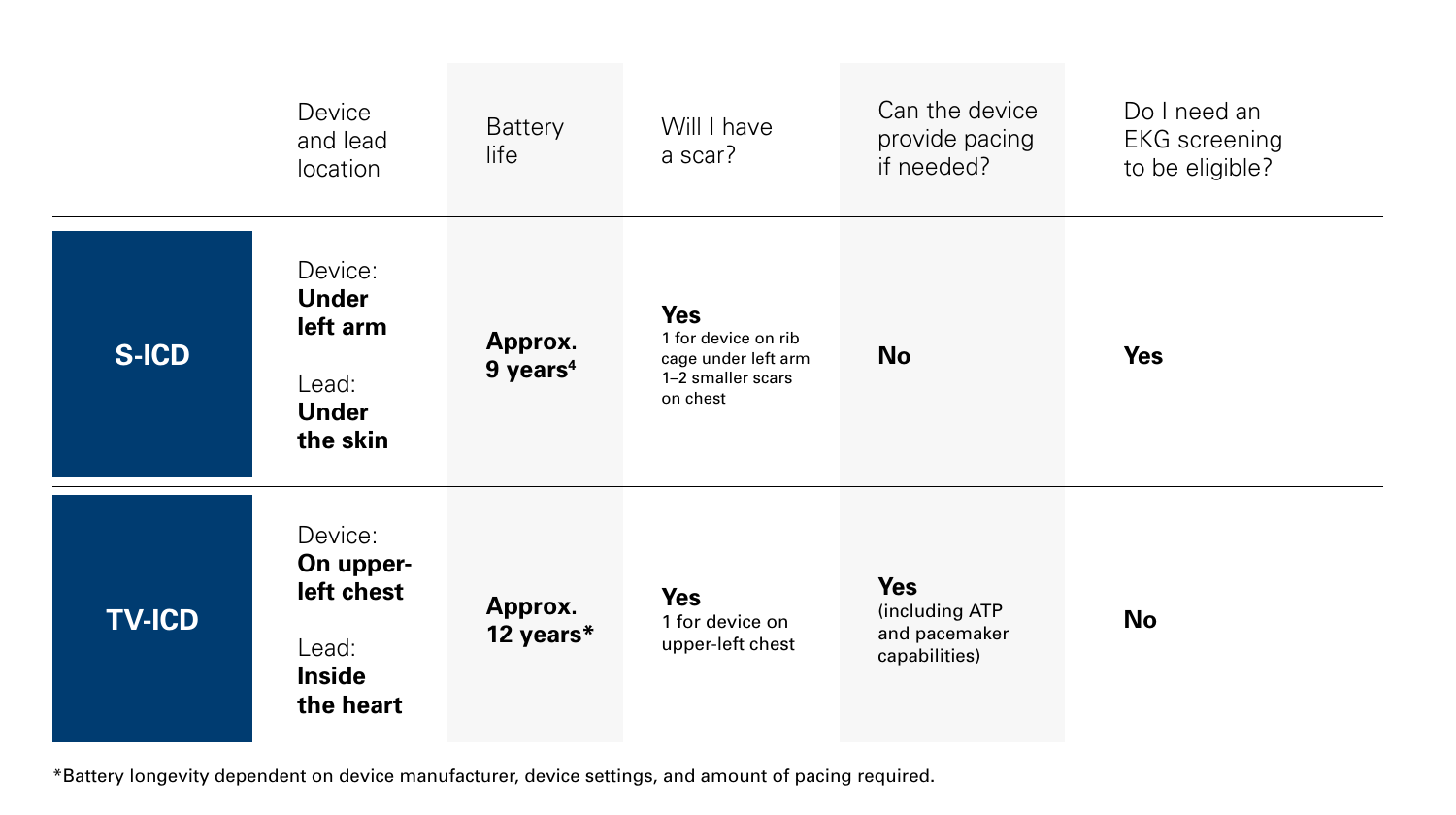| | Device and lead location | Battery life | Will I have a scar? | Can the device provide pacing if needed? | Do I need an EKG screening to be eligible? |
|---|---|---|---|---|---|
| **S-ICD** | Device: **Under left arm**<br><br>Lead: **Under the skin** | **Approx. 9 years**[4] | **Yes**<br>1 for device on rib cage under left arm<br>1–2 smaller scars on chest | **No** | **Yes** |
| **TV-ICD** | Device: **On upper-left chest**<br><br>Lead: **Inside the heart** | **Approx. 12 years*** | **Yes**<br>1 for device on upper-left chest | **Yes**<br>(including ATP and pacemaker capabilities) | **No** |

*Battery longevity dependent on device manufacturer, device settings, and amount of pacing required.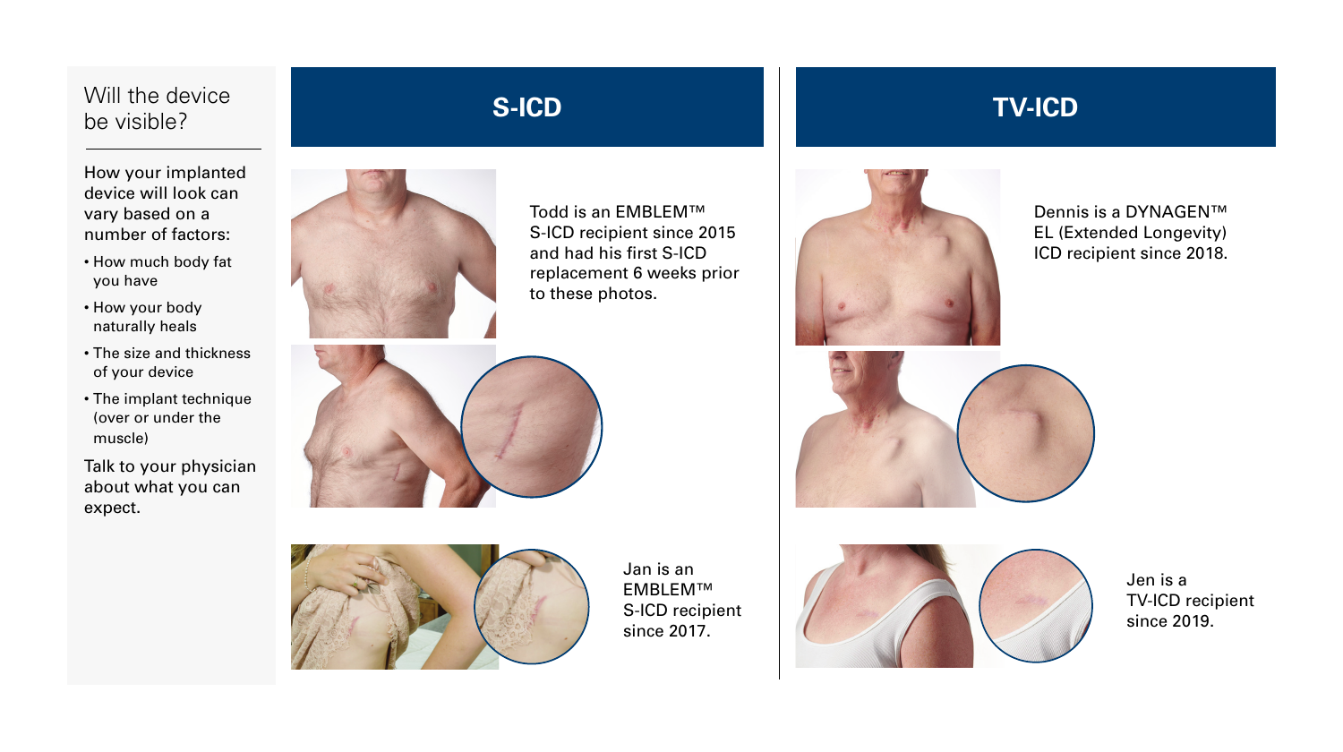## Will the device be visible?

How your implanted device will look can vary based on a number of factors:

- How much body fat you have
- How your body naturally heals
- The size and thickness of your device
- The implant technique (over or under the muscle)

Talk to your physician about what you can expect.

## S-ICD

Todd is an EMBLEM™ S-ICD recipient since 2015 and had his first S-ICD replacement 6 weeks prior to these photos.

Jan is an EMBLEM™ S-ICD recipient since 2017.

## TV-ICD

Dennis is a DYNAGEN™ EL (Extended Longevity) ICD recipient since 2018.

Jen is a TV-ICD recipient since 2019.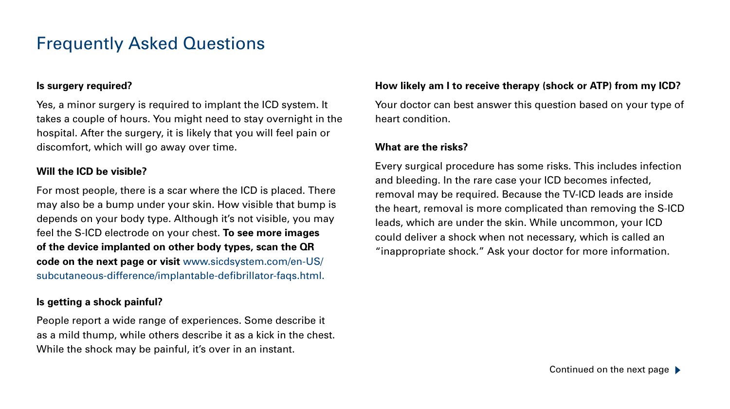# Frequently Asked Questions

**Is surgery required?**

Yes, a minor surgery is required to implant the ICD system. It takes a couple of hours. You might need to stay overnight in the hospital. After the surgery, it is likely that you will feel pain or discomfort, which will go away over time.

**Will the ICD be visible?**

For most people, there is a scar where the ICD is placed. There may also be a bump under your skin. How visible that bump is depends on your body type. Although it's not visible, you may feel the S-ICD electrode on your chest. **To see more images of the device implanted on other body types, scan the QR code on the next page or visit** www.sicdsystem.com/en-US/subcutaneous-difference/implantable-defibrillator-faqs.html.

**Is getting a shock painful?**

People report a wide range of experiences. Some describe it as a mild thump, while others describe it as a kick in the chest. While the shock may be painful, it's over in an instant.

**How likely am I to receive therapy (shock or ATP) from my ICD?**

Your doctor can best answer this question based on your type of heart condition.

**What are the risks?**

Every surgical procedure has some risks. This includes infection and bleeding. In the rare case your ICD becomes infected, removal may be required. Because the TV-ICD leads are inside the heart, removal is more complicated than removing the S-ICD leads, which are under the skin. While uncommon, your ICD could deliver a shock when not necessary, which is called an "inappropriate shock." Ask your doctor for more information.

Continued on the next page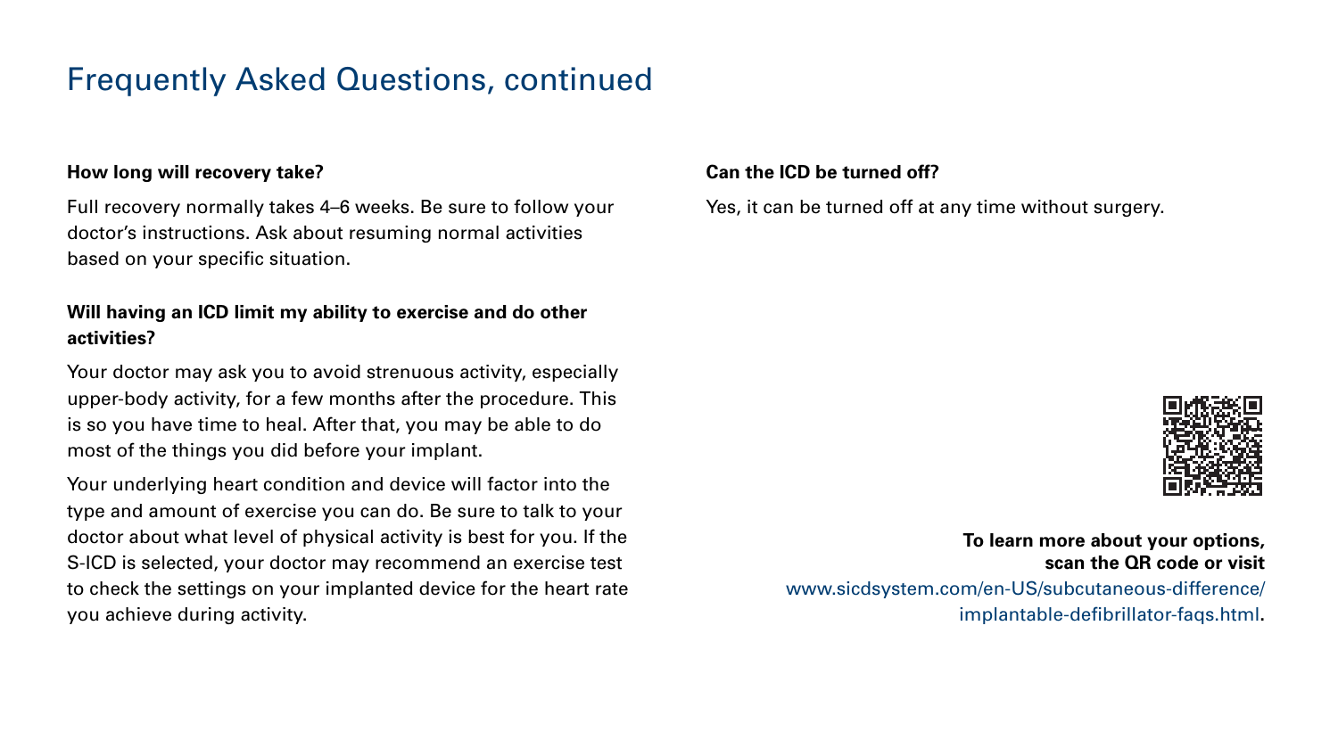## Frequently Asked Questions, continued

**How long will recovery take?**

Full recovery normally takes 4–6 weeks. Be sure to follow your doctor's instructions. Ask about resuming normal activities based on your specific situation.

**Will having an ICD limit my ability to exercise and do other activities?**

Your doctor may ask you to avoid strenuous activity, especially upper-body activity, for a few months after the procedure. This is so you have time to heal. After that, you may be able to do most of the things you did before your implant.

Your underlying heart condition and device will factor into the type and amount of exercise you can do. Be sure to talk to your doctor about what level of physical activity is best for you. If the S-ICD is selected, your doctor may recommend an exercise test to check the settings on your implanted device for the heart rate you achieve during activity.

**Can the ICD be turned off?**

Yes, it can be turned off at any time without surgery.

**To learn more about your options, scan the QR code or visit** www.sicdsystem.com/en-US/subcutaneous-difference/implantable-defibrillator-faqs.html.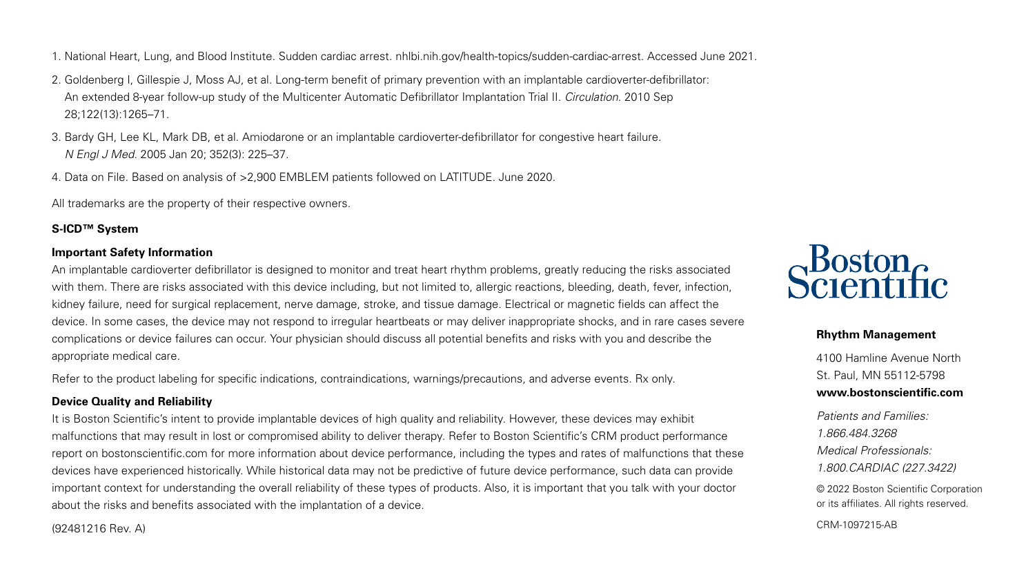1. National Heart, Lung, and Blood Institute. Sudden cardiac arrest. nhlbi.nih.gov/health-topics/sudden-cardiac-arrest. Accessed June 2021.
2. Goldenberg I, Gillespie J, Moss AJ, et al. Long-term benefit of primary prevention with an implantable cardioverter-defibrillator: An extended 8-year follow-up study of the Multicenter Automatic Defibrillator Implantation Trial II. *Circulation.* 2010 Sep 28;122(13):1265–71.
3. Bardy GH, Lee KL, Mark DB, et al. Amiodarone or an implantable cardioverter-defibrillator for congestive heart failure. *N Engl J Med.* 2005 Jan 20; 352(3): 225–37.
4. Data on File. Based on analysis of >2,900 EMBLEM patients followed on LATITUDE. June 2020.

All trademarks are the property of their respective owners.

**S-ICD™ System**

**Important Safety Information**

An implantable cardioverter defibrillator is designed to monitor and treat heart rhythm problems, greatly reducing the risks associated with them. There are risks associated with this device including, but not limited to, allergic reactions, bleeding, death, fever, infection, kidney failure, need for surgical replacement, nerve damage, stroke, and tissue damage. Electrical or magnetic fields can affect the device. In some cases, the device may not respond to irregular heartbeats or may deliver inappropriate shocks, and in rare cases severe complications or device failures can occur. Your physician should discuss all potential benefits and risks with you and describe the appropriate medical care.

Refer to the product labeling for specific indications, contraindications, warnings/precautions, and adverse events. Rx only.

**Device Quality and Reliability**

It is Boston Scientific's intent to provide implantable devices of high quality and reliability. However, these devices may exhibit malfunctions that may result in lost or compromised ability to deliver therapy. Refer to Boston Scientific's CRM product performance report on bostonscientific.com for more information about device performance, including the types and rates of malfunctions that these devices have experienced historically. While historical data may not be predictive of future device performance, such data can provide important context for understanding the overall reliability of these types of products. Also, it is important that you talk with your doctor about the risks and benefits associated with the implantation of a device.

(92481216 Rev. A)

Boston Scientific

**Rhythm Management**

4100 Hamline Avenue North
St. Paul, MN 55112-5798
**www.bostonscientific.com**

*Patients and Families:*
*1.866.484.3268*
*Medical Professionals:*
*1.800.CARDIAC (227.3422)*

© 2022 Boston Scientific Corporation or its affiliates. All rights reserved.

CRM-1097215-AB